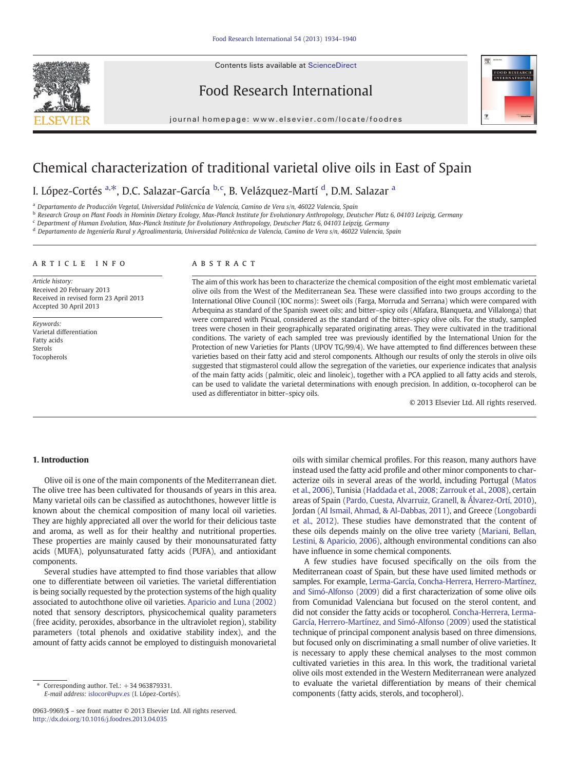# Chemical characterization of traditional varietal olive oils in East of Spain

I. López-Cortés [a,*], D.C. Salazar-García [b,c], B. Velázquez-Martí [d], D.M. Salazar [a]

[a] Departamento de Producción Vegetal, Universidad Politécnica de Valencia, Camino de Vera s/n, 46022 Valencia, Spain

[b] Research Group on Plant Foods in Hominin Dietary Ecology, Max-Planck Institute for Evolutionary Anthropology, Deutscher Platz 6, 04103 Leipzig, Germany

[c] Department of Human Evolution, Max-Planck Institute for Evolutionary Anthropology, Deutscher Platz 6, 04103 Leipzig, Germany

[d] Departamento de Ingeniería Rural y Agroalimentaria, Universidad Politécnica de Valencia, Camino de Vera s/n, 46022 Valencia, Spain

## ARTICLE INFO

*Article history:*
Received 20 February 2013
Received in revised form 23 April 2013
Accepted 30 April 2013

*Keywords:*
Varietal differentiation
Fatty acids
Sterols
Tocopherols

## ABSTRACT

The aim of this work has been to characterize the chemical composition of the eight most emblematic varietal olive oils from the West of the Mediterranean Sea. These were classified into two groups according to the International Olive Council (IOC norms): Sweet oils (Farga, Morruda and Serrana) which were compared with Arbequina as standard of the Spanish sweet oils; and bitter–spicy oils (Alfafara, Blanqueta, and Villalonga) that were compared with Picual, considered as the standard of the bitter–spicy olive oils. For the study, sampled trees were chosen in their geographically separated originating areas. They were cultivated in the traditional conditions. The variety of each sampled tree was previously identified by the International Union for the Protection of new Varieties for Plants (UPOV TG/99/4). We have attempted to find differences between these varieties based on their fatty acid and sterol components. Although our results of only the sterols in olive oils suggested that stigmasterol could allow the segregation of the varieties, our experience indicates that analysis of the main fatty acids (palmitic, oleic and linoleic), together with a PCA applied to all fatty acids and sterols, can be used to validate the varietal determinations with enough precision. In addition, α-tocopherol can be used as differentiator in bitter–spicy oils.

© 2013 Elsevier Ltd. All rights reserved.

## 1. Introduction

Olive oil is one of the main components of the Mediterranean diet. The olive tree has been cultivated for thousands of years in this area. Many varietal oils can be classified as autochthones, however little is known about the chemical composition of many local oil varieties. They are highly appreciated all over the world for their delicious taste and aroma, as well as for their healthy and nutritional properties. These properties are mainly caused by their monounsaturated fatty acids (MUFA), polyunsaturated fatty acids (PUFA), and antioxidant components.

Several studies have attempted to find those variables that allow one to differentiate between oil varieties. The varietal differentiation is being socially requested by the protection systems of the high quality associated to autochthone olive oil varieties. Aparicio and Luna (2002) noted that sensory descriptors, physicochemical quality parameters (free acidity, peroxides, absorbance in the ultraviolet region), stability parameters (total phenols and oxidative stability index), and the amount of fatty acids cannot be employed to distinguish monovarietal oils with similar chemical profiles. For this reason, many authors have instead used the fatty acid profile and other minor components to characterize olive oils in several areas of the world, including Portugal (Matos et al., 2006), Tunisia (Haddada et al., 2008; Zarrouk et al., 2008), certain areas of Spain (Pardo, Cuesta, Alvarruiz, Granell, & Álvarez-Ortí, 2010), Jordan (Al Ismail, Ahmad, & Al-Dabbas, 2011), and Greece (Longobardi et al., 2012). These studies have demonstrated that the content of these oils depends mainly on the olive tree variety (Mariani, Bellan, Lestini, & Aparicio, 2006), although environmental conditions can also have influence in some chemical components.

A few studies have focused specifically on the oils from the Mediterranean coast of Spain, but these have used limited methods or samples. For example, Lerma-García, Concha-Herrera, Herrero-Martínez, and Simó-Alfonso (2009) did a first characterization of some olive oils from Comunidad Valenciana but focused on the sterol content, and did not consider the fatty acids or tocopherol. Concha-Herrera, Lerma-García, Herrero-Martínez, and Simó-Alfonso (2009) used the statistical technique of principal component analysis based on three dimensions, but focused only on discriminating a small number of olive varieties. It is necessary to apply these chemical analyses to the most common cultivated varieties in this area. In this work, the traditional varietal olive oils most extended in the Western Mediterranean were analyzed to evaluate the varietal differentiation by means of their chemical components (fatty acids, sterols, and tocopherol).

\* Corresponding author. Tel.: +34 963879331.
*E-mail address:* islocor@upv.es (I. López-Cortés).

0963-9969/$ – see front matter © 2013 Elsevier Ltd. All rights reserved.
http://dx.doi.org/10.1016/j.foodres.2013.04.035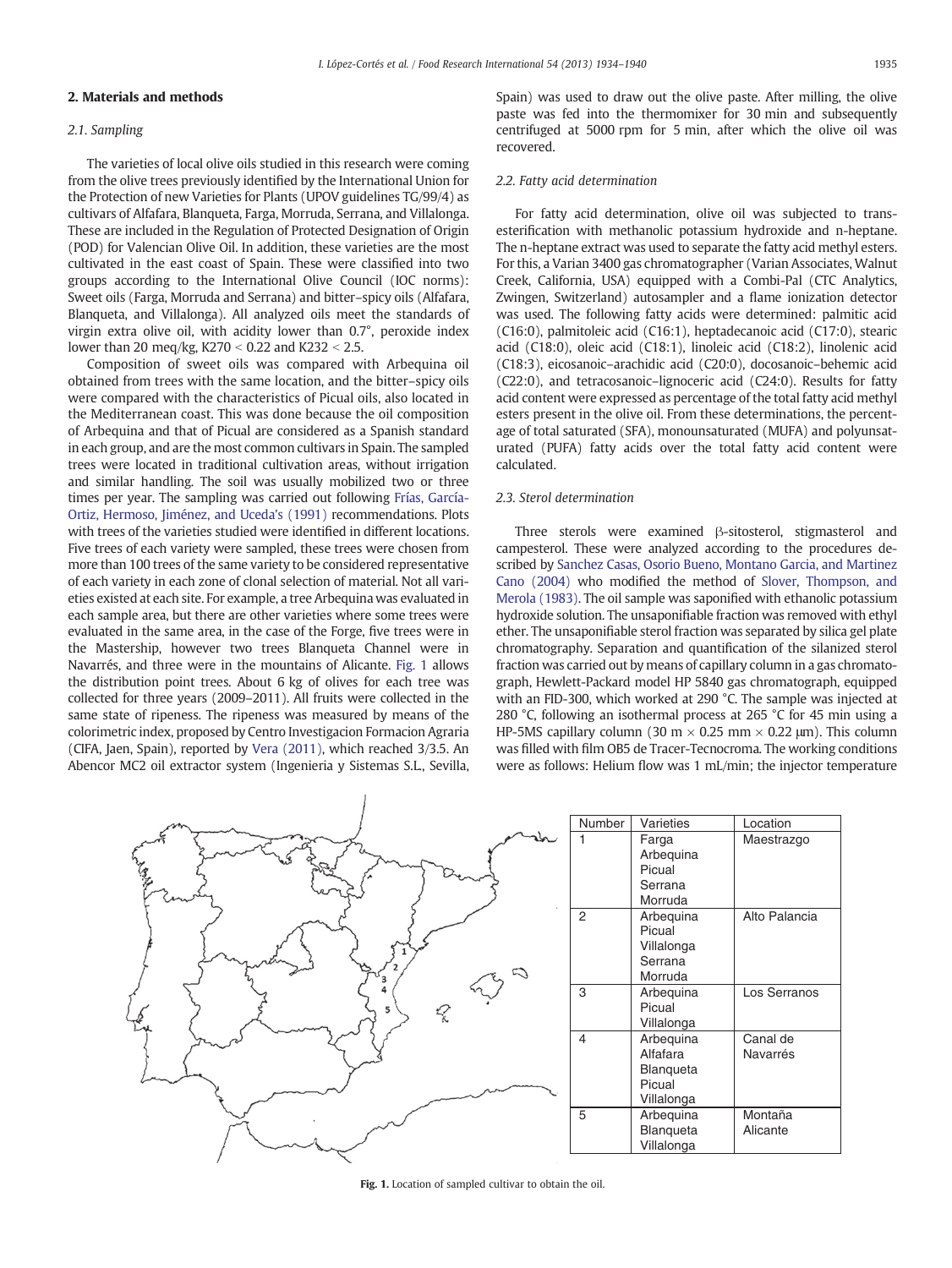## 2. Materials and methods

### 2.1. Sampling

The varieties of local olive oils studied in this research were coming from the olive trees previously identified by the International Union for the Protection of new Varieties for Plants (UPOV guidelines TG/99/4) as cultivars of Alfafara, Blanqueta, Farga, Morruda, Serrana, and Villalonga. These are included in the Regulation of Protected Designation of Origin (POD) for Valencian Olive Oil. In addition, these varieties are the most cultivated in the east coast of Spain. These were classified into two groups according to the International Olive Council (IOC norms): Sweet oils (Farga, Morruda and Serrana) and bitter–spicy oils (Alfafara, Blanqueta, and Villalonga). All analyzed oils meet the standards of virgin extra olive oil, with acidity lower than 0.7°, peroxide index lower than 20 meq/kg, K270 < 0.22 and K232 < 2.5.

Composition of sweet oils was compared with Arbequina oil obtained from trees with the same location, and the bitter–spicy oils were compared with the characteristics of Picual oils, also located in the Mediterranean coast. This was done because the oil composition of Arbequina and that of Picual are considered as a Spanish standard in each group, and are the most common cultivars in Spain. The sampled trees were located in traditional cultivation areas, without irrigation and similar handling. The soil was usually mobilized two or three times per year. The sampling was carried out following Frías, García-Ortiz, Hermoso, Jiménez, and Uceda's (1991) recommendations. Plots with trees of the varieties studied were identified in different locations. Five trees of each variety were sampled, these trees were chosen from more than 100 trees of the same variety to be considered representative of each variety in each zone of clonal selection of material. Not all varieties existed at each site. For example, a tree Arbequina was evaluated in each sample area, but there are other varieties where some trees were evaluated in the same area, in the case of the Forge, five trees were in the Mastership, however two trees Blanqueta Channel were in Navarrés, and three were in the mountains of Alicante. Fig. 1 allows the distribution point trees. About 6 kg of olives for each tree was collected for three years (2009–2011). All fruits were collected in the same state of ripeness. The ripeness was measured by means of the colorimetric index, proposed by Centro Investigacion Formacion Agraria (CIFA, Jaen, Spain), reported by Vera (2011), which reached 3/3.5. An Abencor MC2 oil extractor system (Ingenieria y Sistemas S.L., Sevilla, Spain) was used to draw out the olive paste. After milling, the olive paste was fed into the thermomixer for 30 min and subsequently centrifuged at 5000 rpm for 5 min, after which the olive oil was recovered.

### 2.2. Fatty acid determination

For fatty acid determination, olive oil was subjected to trans-esterification with methanolic potassium hydroxide and n-heptane. The n-heptane extract was used to separate the fatty acid methyl esters. For this, a Varian 3400 gas chromatographer (Varian Associates, Walnut Creek, California, USA) equipped with a Combi-Pal (CTC Analytics, Zwingen, Switzerland) autosampler and a flame ionization detector was used. The following fatty acids were determined: palmitic acid (C16:0), palmitoleic acid (C16:1), heptadecanoic acid (C17:0), stearic acid (C18:0), oleic acid (C18:1), linoleic acid (C18:2), linolenic acid (C18:3), eicosanoic–arachidic acid (C20:0), docosanoic–behemic acid (C22:0), and tetracosanoic–lignoceric acid (C24:0). Results for fatty acid content were expressed as percentage of the total fatty acid methyl esters present in the olive oil. From these determinations, the percentage of total saturated (SFA), monounsaturated (MUFA) and polyunsaturated (PUFA) fatty acids over the total fatty acid content were calculated.

### 2.3. Sterol determination

Three sterols were examined β-sitosterol, stigmasterol and campesterol. These were analyzed according to the procedures described by Sanchez Casas, Osorio Bueno, Montano Garcia, and Martinez Cano (2004) who modified the method of Slover, Thompson, and Merola (1983). The oil sample was saponified with ethanolic potassium hydroxide solution. The unsaponifiable fraction was removed with ethyl ether. The unsaponifiable sterol fraction was separated by silica gel plate chromatography. Separation and quantification of the silanized sterol fraction was carried out by means of capillary column in a gas chromatograph, Hewlett-Packard model HP 5840 gas chromatograph, equipped with an FID-300, which worked at 290 °C. The sample was injected at 280 °C, following an isothermal process at 265 °C for 45 min using a HP-5MS capillary column (30 m × 0.25 mm × 0.22 μm). This column was filled with film OB5 de Tracer-Tecnocroma. The working conditions were as follows: Helium flow was 1 mL/min; the injector temperature

| Number | Varieties | Location |
|---|---|---|
| 1 | Farga<br>Arbequina<br>Picual<br>Serrana<br>Morruda | Maestrazgo |
| 2 | Arbequina<br>Picual<br>Villalonga<br>Serrana<br>Morruda | Alto Palancia |
| 3 | Arbequina<br>Picual<br>Villalonga | Los Serranos |
| 4 | Arbequina<br>Alfafara<br>Blanqueta<br>Picual<br>Villalonga | Canal de Navarrés |
| 5 | Arbequina<br>Blanqueta<br>Villalonga | Montaña Alicante |

**Fig. 1.** Location of sampled cultivar to obtain the oil.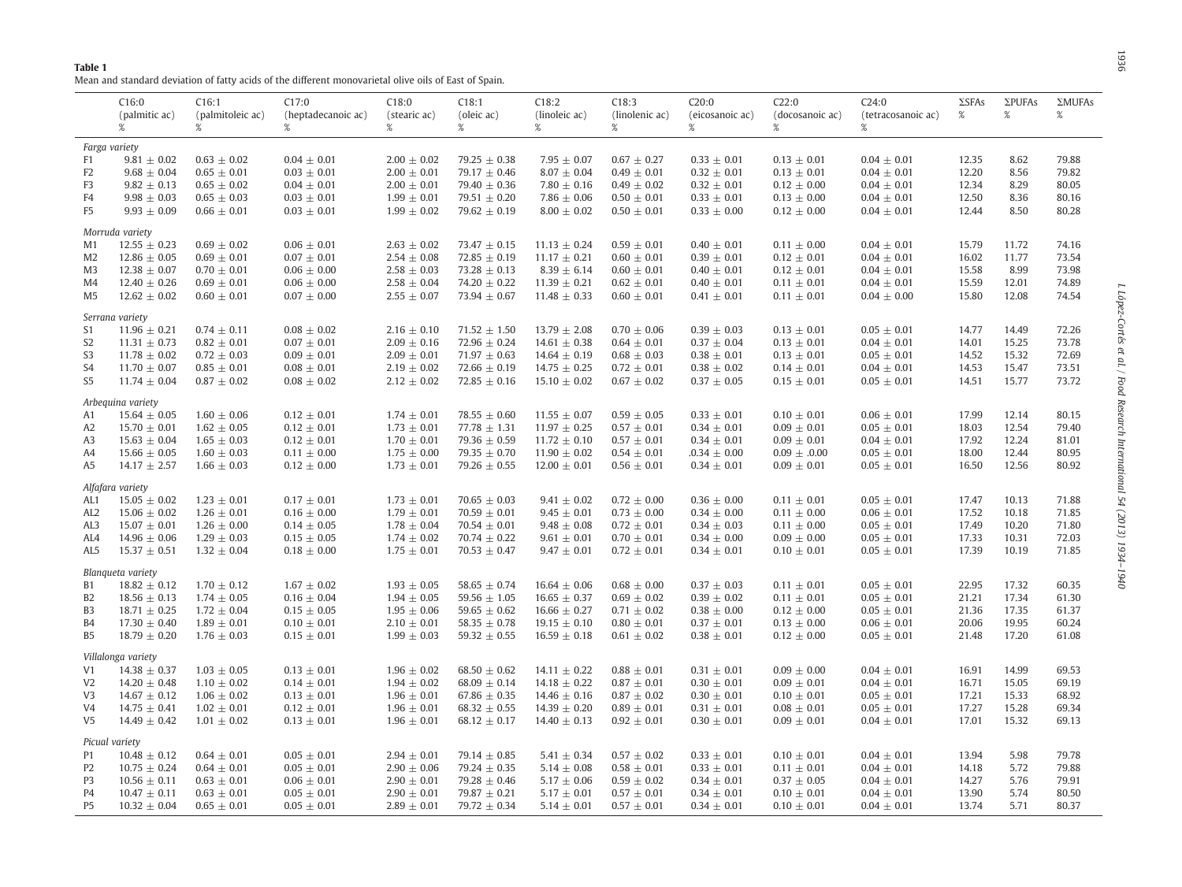**Table 1**
Mean and standard deviation of fatty acids of the different monovarietal olive oils of East of Spain.

| | C16:0 (palmitic ac) % | C16:1 (palmitoleic ac) % | C17:0 (heptadecanoic ac) % | C18:0 (stearic ac) % | C18:1 (oleic ac) % | C18:2 (linoleic ac) % | C18:3 (linolenic ac) % | C20:0 (eicosanoic ac) % | C22:0 (docosanoic ac) % | C24:0 (tetracosanoic ac) % | ΣSFAs % | ΣPUFAs % | ΣMUFAs % |
|---|---|---|---|---|---|---|---|---|---|---|---|---|---|
| *Farga variety* | | | | | | | | | | | | | |
| F1 | 9.81 ± 0.02 | 0.63 ± 0.02 | 0.04 ± 0.01 | 2.00 ± 0.02 | 79.25 ± 0.38 | 7.95 ± 0.07 | 0.67 ± 0.27 | 0.33 ± 0.01 | 0.13 ± 0.01 | 0.04 ± 0.01 | 12.35 | 8.62 | 79.88 |
| F2 | 9.68 ± 0.04 | 0.65 ± 0.01 | 0.03 ± 0.01 | 2.00 ± 0.01 | 79.17 ± 0.46 | 8.07 ± 0.04 | 0.49 ± 0.01 | 0.32 ± 0.01 | 0.13 ± 0.01 | 0.04 ± 0.01 | 12.20 | 8.56 | 79.82 |
| F3 | 9.82 ± 0.13 | 0.65 ± 0.02 | 0.04 ± 0.01 | 2.00 ± 0.01 | 79.40 ± 0.36 | 7.80 ± 0.16 | 0.49 ± 0.02 | 0.32 ± 0.01 | 0.12 ± 0.00 | 0.04 ± 0.01 | 12.34 | 8.29 | 80.05 |
| F4 | 9.98 ± 0.03 | 0.65 ± 0.03 | 0.03 ± 0.01 | 1.99 ± 0.01 | 79.51 ± 0.20 | 7.86 ± 0.06 | 0.50 ± 0.01 | 0.33 ± 0.01 | 0.13 ± 0.00 | 0.04 ± 0.01 | 12.50 | 8.36 | 80.16 |
| F5 | 9.93 ± 0.09 | 0.66 ± 0.01 | 0.03 ± 0.01 | 1.99 ± 0.02 | 79.62 ± 0.19 | 8.00 ± 0.02 | 0.50 ± 0.01 | 0.33 ± 0.00 | 0.12 ± 0.00 | 0.04 ± 0.01 | 12.44 | 8.50 | 80.28 |
| *Morruda variety* | | | | | | | | | | | | | |
| M1 | 12.55 ± 0.23 | 0.69 ± 0.02 | 0.06 ± 0.01 | 2.63 ± 0.02 | 73.47 ± 0.15 | 11.13 ± 0.24 | 0.59 ± 0.01 | 0.40 ± 0.01 | 0.11 ± 0.00 | 0.04 ± 0.01 | 15.79 | 11.72 | 74.16 |
| M2 | 12.86 ± 0.05 | 0.69 ± 0.01 | 0.07 ± 0.01 | 2.54 ± 0.08 | 72.85 ± 0.19 | 11.17 ± 0.21 | 0.60 ± 0.01 | 0.39 ± 0.01 | 0.12 ± 0.01 | 0.04 ± 0.01 | 16.02 | 11.77 | 73.54 |
| M3 | 12.38 ± 0.07 | 0.70 ± 0.01 | 0.06 ± 0.00 | 2.58 ± 0.03 | 73.28 ± 0.13 | 8.39 ± 6.14 | 0.60 ± 0.01 | 0.40 ± 0.01 | 0.12 ± 0.01 | 0.04 ± 0.01 | 15.58 | 8.99 | 73.98 |
| M4 | 12.40 ± 0.26 | 0.69 ± 0.01 | 0.06 ± 0.00 | 2.58 ± 0.04 | 74.20 ± 0.22 | 11.39 ± 0.21 | 0.62 ± 0.01 | 0.40 ± 0.01 | 0.11 ± 0.01 | 0.04 ± 0.01 | 15.59 | 12.01 | 74.89 |
| M5 | 12.62 ± 0.02 | 0.60 ± 0.01 | 0.07 ± 0.00 | 2.55 ± 0.07 | 73.94 ± 0.67 | 11.48 ± 0.33 | 0.60 ± 0.01 | 0.41 ± 0.01 | 0.11 ± 0.01 | 0.04 ± 0.00 | 15.80 | 12.08 | 74.54 |
| *Serrana variety* | | | | | | | | | | | | | |
| S1 | 11.96 ± 0.21 | 0.74 ± 0.11 | 0.08 ± 0.02 | 2.16 ± 0.10 | 71.52 ± 1.50 | 13.79 ± 2.08 | 0.70 ± 0.06 | 0.39 ± 0.03 | 0.13 ± 0.01 | 0.05 ± 0.01 | 14.77 | 14.49 | 72.26 |
| S2 | 11.31 ± 0.73 | 0.82 ± 0.01 | 0.07 ± 0.01 | 2.09 ± 0.16 | 72.96 ± 0.24 | 14.61 ± 0.38 | 0.64 ± 0.01 | 0.37 ± 0.04 | 0.13 ± 0.01 | 0.04 ± 0.01 | 14.01 | 15.25 | 73.78 |
| S3 | 11.78 ± 0.02 | 0.72 ± 0.03 | 0.09 ± 0.01 | 2.09 ± 0.01 | 71.97 ± 0.63 | 14.64 ± 0.19 | 0.68 ± 0.03 | 0.38 ± 0.01 | 0.13 ± 0.01 | 0.05 ± 0.01 | 14.52 | 15.32 | 72.69 |
| S4 | 11.70 ± 0.07 | 0.85 ± 0.01 | 0.08 ± 0.01 | 2.19 ± 0.02 | 72.66 ± 0.19 | 14.75 ± 0.25 | 0.72 ± 0.01 | 0.38 ± 0.02 | 0.14 ± 0.01 | 0.04 ± 0.01 | 14.53 | 15.47 | 73.51 |
| S5 | 11.74 ± 0.04 | 0.87 ± 0.02 | 0.08 ± 0.02 | 2.12 ± 0.02 | 72.85 ± 0.16 | 15.10 ± 0.02 | 0.67 ± 0.02 | 0.37 ± 0.05 | 0.15 ± 0.01 | 0.05 ± 0.01 | 14.51 | 15.77 | 73.72 |
| *Arbequina variety* | | | | | | | | | | | | | |
| A1 | 15.64 ± 0.05 | 1.60 ± 0.06 | 0.12 ± 0.01 | 1.74 ± 0.01 | 78.55 ± 0.60 | 11.55 ± 0.07 | 0.59 ± 0.05 | 0.33 ± 0.01 | 0.10 ± 0.01 | 0.06 ± 0.01 | 17.99 | 12.14 | 80.15 |
| A2 | 15.70 ± 0.01 | 1.62 ± 0.05 | 0.12 ± 0.01 | 1.73 ± 0.01 | 77.78 ± 1.31 | 11.97 ± 0.25 | 0.57 ± 0.01 | 0.34 ± 0.01 | 0.09 ± 0.01 | 0.05 ± 0.01 | 18.03 | 12.54 | 79.40 |
| A3 | 15.63 ± 0.04 | 1.65 ± 0.03 | 0.12 ± 0.01 | 1.70 ± 0.01 | 79.36 ± 0.59 | 11.72 ± 0.10 | 0.57 ± 0.01 | 0.34 ± 0.01 | 0.09 ± 0.01 | 0.04 ± 0.01 | 17.92 | 12.24 | 81.01 |
| A4 | 15.66 ± 0.05 | 1.60 ± 0.03 | 0.11 ± 0.00 | 1.75 ± 0.00 | 79.35 ± 0.70 | 11.90 ± 0.02 | 0.54 ± 0.01 | .0.34 ± 0.00 | 0.09 ± .0.00 | 0.05 ± 0.01 | 18.00 | 12.44 | 80.95 |
| A5 | 14.17 ± 2.57 | 1.66 ± 0.03 | 0.12 ± 0.00 | 1.73 ± 0.01 | 79.26 ± 0.55 | 12.00 ± 0.01 | 0.56 ± 0.01 | 0.34 ± 0.01 | 0.09 ± 0.01 | 0.05 ± 0.01 | 16.50 | 12.56 | 80.92 |
| *Alfafara variety* | | | | | | | | | | | | | |
| AL1 | 15.05 ± 0.02 | 1.23 ± 0.01 | 0.17 ± 0.01 | 1.73 ± 0.01 | 70.65 ± 0.03 | 9.41 ± 0.02 | 0.72 ± 0.00 | 0.36 ± 0.00 | 0.11 ± 0.01 | 0.05 ± 0.01 | 17.47 | 10.13 | 71.88 |
| AL2 | 15.06 ± 0.02 | 1.26 ± 0.01 | 0.16 ± 0.00 | 1.79 ± 0.01 | 70.59 ± 0.01 | 9.45 ± 0.01 | 0.73 ± 0.00 | 0.34 ± 0.00 | 0.11 ± 0.00 | 0.06 ± 0.01 | 17.52 | 10.18 | 71.85 |
| AL3 | 15.07 ± 0.01 | 1.26 ± 0.00 | 0.14 ± 0.05 | 1.78 ± 0.04 | 70.54 ± 0.01 | 9.48 ± 0.08 | 0.72 ± 0.01 | 0.34 ± 0.03 | 0.11 ± 0.00 | 0.05 ± 0.01 | 17.49 | 10.20 | 71.80 |
| AL4 | 14.96 ± 0.06 | 1.29 ± 0.03 | 0.15 ± 0.05 | 1.74 ± 0.02 | 70.74 ± 0.22 | 9.61 ± 0.01 | 0.70 ± 0.01 | 0.34 ± 0.00 | 0.09 ± 0.00 | 0.05 ± 0.01 | 17.33 | 10.31 | 72.03 |
| AL5 | 15.37 ± 0.51 | 1.32 ± 0.04 | 0.18 ± 0.00 | 1.75 ± 0.01 | 70.53 ± 0.47 | 9.47 ± 0.01 | 0.72 ± 0.01 | 0.34 ± 0.01 | 0.10 ± 0.01 | 0.05 ± 0.01 | 17.39 | 10.19 | 71.85 |
| *Blanqueta variety* | | | | | | | | | | | | | |
| B1 | 18.82 ± 0.12 | 1.70 ± 0.12 | 1.67 ± 0.02 | 1.93 ± 0.05 | 58.65 ± 0.74 | 16.64 ± 0.06 | 0.68 ± 0.00 | 0.37 ± 0.03 | 0.11 ± 0.01 | 0.05 ± 0.01 | 22.95 | 17.32 | 60.35 |
| B2 | 18.56 ± 0.13 | 1.74 ± 0.05 | 0.16 ± 0.04 | 1.94 ± 0.05 | 59.56 ± 1.05 | 16.65 ± 0.37 | 0.69 ± 0.02 | 0.39 ± 0.02 | 0.11 ± 0.01 | 0.05 ± 0.01 | 21.21 | 17.34 | 61.30 |
| B3 | 18.71 ± 0.25 | 1.72 ± 0.04 | 0.15 ± 0.05 | 1.95 ± 0.06 | 59.65 ± 0.62 | 16.66 ± 0.27 | 0.71 ± 0.02 | 0.38 ± 0.00 | 0.12 ± 0.00 | 0.05 ± 0.01 | 21.36 | 17.35 | 61.37 |
| B4 | 17.30 ± 0.40 | 1.89 ± 0.01 | 0.10 ± 0.01 | 2.10 ± 0.01 | 58.35 ± 0.78 | 19.15 ± 0.10 | 0.80 ± 0.01 | 0.37 ± 0.01 | 0.13 ± 0.00 | 0.06 ± 0.01 | 20.06 | 19.95 | 60.24 |
| B5 | 18.79 ± 0.20 | 1.76 ± 0.03 | 0.15 ± 0.01 | 1.99 ± 0.03 | 59.32 ± 0.55 | 16.59 ± 0.18 | 0.61 ± 0.02 | 0.38 ± 0.01 | 0.12 ± 0.00 | 0.05 ± 0.01 | 21.48 | 17.20 | 61.08 |
| *Villalonga variety* | | | | | | | | | | | | | |
| V1 | 14.38 ± 0.37 | 1.03 ± 0.05 | 0.13 ± 0.01 | 1.96 ± 0.02 | 68.50 ± 0.62 | 14.11 ± 0.22 | 0.88 ± 0.01 | 0.31 ± 0.01 | 0.09 ± 0.00 | 0.04 ± 0.01 | 16.91 | 14.99 | 69.53 |
| V2 | 14.20 ± 0.48 | 1.10 ± 0.02 | 0.14 ± 0.01 | 1.94 ± 0.02 | 68.09 ± 0.14 | 14.18 ± 0.22 | 0.87 ± 0.01 | 0.30 ± 0.01 | 0.09 ± 0.01 | 0.04 ± 0.01 | 16.71 | 15.05 | 69.19 |
| V3 | 14.67 ± 0.12 | 1.06 ± 0.02 | 0.13 ± 0.01 | 1.96 ± 0.01 | 67.86 ± 0.35 | 14.46 ± 0.16 | 0.87 ± 0.02 | 0.30 ± 0.01 | 0.10 ± 0.01 | 0.05 ± 0.01 | 17.21 | 15.33 | 68.92 |
| V4 | 14.75 ± 0.41 | 1.02 ± 0.01 | 0.12 ± 0.01 | 1.96 ± 0.01 | 68.32 ± 0.55 | 14.39 ± 0.20 | 0.89 ± 0.01 | 0.31 ± 0.01 | 0.08 ± 0.01 | 0.05 ± 0.01 | 17.27 | 15.28 | 69.34 |
| V5 | 14.49 ± 0.42 | 1.01 ± 0.02 | 0.13 ± 0.01 | 1.96 ± 0.01 | 68.12 ± 0.17 | 14.40 ± 0.13 | 0.92 ± 0.01 | 0.30 ± 0.01 | 0.09 ± 0.01 | 0.04 ± 0.01 | 17.01 | 15.32 | 69.13 |
| *Picual variety* | | | | | | | | | | | | | |
| P1 | 10.48 ± 0.12 | 0.64 ± 0.01 | 0.05 ± 0.01 | 2.94 ± 0.01 | 79.14 ± 0.85 | 5.41 ± 0.34 | 0.57 ± 0.02 | 0.33 ± 0.01 | 0.10 ± 0.01 | 0.04 ± 0.01 | 13.94 | 5.98 | 79.78 |
| P2 | 10.75 ± 0.24 | 0.64 ± 0.01 | 0.05 ± 0.01 | 2.90 ± 0.06 | 79.24 ± 0.35 | 5.14 ± 0.08 | 0.58 ± 0.01 | 0.33 ± 0.01 | 0.11 ± 0.01 | 0.04 ± 0.01 | 14.18 | 5.72 | 79.88 |
| P3 | 10.56 ± 0.11 | 0.63 ± 0.01 | 0.06 ± 0.01 | 2.90 ± 0.01 | 79.28 ± 0.46 | 5.17 ± 0.06 | 0.59 ± 0.02 | 0.34 ± 0.01 | 0.37 ± 0.05 | 0.04 ± 0.01 | 14.27 | 5.76 | 79.91 |
| P4 | 10.47 ± 0.11 | 0.63 ± 0.01 | 0.05 ± 0.01 | 2.90 ± 0.01 | 79.87 ± 0.21 | 5.17 ± 0.01 | 0.57 ± 0.01 | 0.34 ± 0.01 | 0.10 ± 0.01 | 0.04 ± 0.01 | 13.90 | 5.74 | 80.50 |
| P5 | 10.32 ± 0.04 | 0.65 ± 0.01 | 0.05 ± 0.01 | 2.89 ± 0.01 | 79.72 ± 0.34 | 5.14 ± 0.01 | 0.57 ± 0.01 | 0.34 ± 0.01 | 0.10 ± 0.01 | 0.04 ± 0.01 | 13.74 | 5.71 | 80.37 |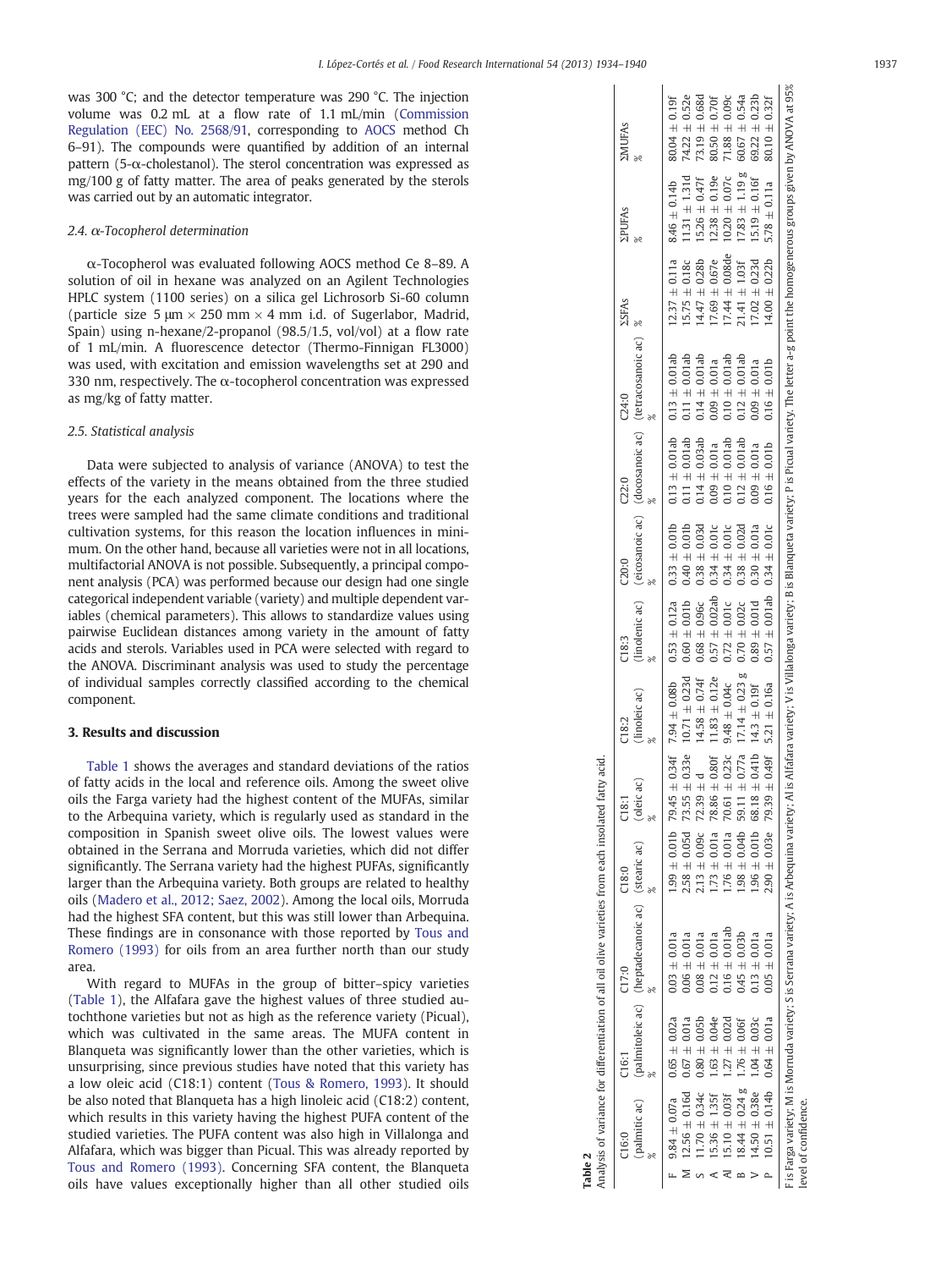was 300 °C; and the detector temperature was 290 °C. The injection volume was 0.2 mL at a flow rate of 1.1 mL/min (Commission Regulation (EEC) No. 2568/91, corresponding to AOCS method Ch 6–91). The compounds were quantified by addition of an internal pattern (5-α-cholestanol). The sterol concentration was expressed as mg/100 g of fatty matter. The area of peaks generated by the sterols was carried out by an automatic integrator.

### 2.4. α-Tocopherol determination

α-Tocopherol was evaluated following AOCS method Ce 8–89. A solution of oil in hexane was analyzed on an Agilent Technologies HPLC system (1100 series) on a silica gel Lichrosorb Si-60 column (particle size 5 μm × 250 mm × 4 mm i.d. of Sugerlabor, Madrid, Spain) using n-hexane/2-propanol (98.5/1.5, vol/vol) at a flow rate of 1 mL/min. A fluorescence detector (Thermo-Finnigan FL3000) was used, with excitation and emission wavelengths set at 290 and 330 nm, respectively. The α-tocopherol concentration was expressed as mg/kg of fatty matter.

### 2.5. Statistical analysis

Data were subjected to analysis of variance (ANOVA) to test the effects of the variety in the means obtained from the three studied years for the each analyzed component. The locations where the trees were sampled had the same climate conditions and traditional cultivation systems, for this reason the location influences in minimum. On the other hand, because all varieties were not in all locations, multifactorial ANOVA is not possible. Subsequently, a principal component analysis (PCA) was performed because our design had one single categorical independent variable (variety) and multiple dependent variables (chemical parameters). This allows to standardize values using pairwise Euclidean distances among variety in the amount of fatty acids and sterols. Variables used in PCA were selected with regard to the ANOVA. Discriminant analysis was used to study the percentage of individual samples correctly classified according to the chemical component.

## 3. Results and discussion

Table 1 shows the averages and standard deviations of the ratios of fatty acids in the local and reference oils. Among the sweet olive oils the Farga variety had the highest content of the MUFAs, similar to the Arbequina variety, which is regularly used as standard in the composition in Spanish sweet olive oils. The lowest values were obtained in the Serrana and Morruda varieties, which did not differ significantly. The Serrana variety had the highest PUFAs, significantly larger than the Arbequina variety. Both groups are related to healthy oils (Madero et al., 2012; Saez, 2002). Among the local oils, Morruda had the highest SFA content, but this was still lower than Arbequina. These findings are in consonance with those reported by Tous and Romero (1993) for oils from an area further north than our study area.

With regard to MUFAs in the group of bitter–spicy varieties (Table 1), the Alfafara gave the highest values of three studied autochthone varieties but not as high as the reference variety (Picual), which was cultivated in the same areas. The MUFA content in Blanqueta was significantly lower than the other varieties, which is unsurprising, since previous studies have noted that this variety has a low oleic acid (C18:1) content (Tous & Romero, 1993). It should be also noted that Blanqueta has a high linoleic acid (C18:2) content, which results in this variety having the highest PUFA content of the studied varieties. The PUFA content was also high in Villalonga and Alfafara, which was bigger than Picual. This was already reported by Tous and Romero (1993). Concerning SFA content, the Blanqueta oils have values exceptionally higher than all other studied oils

**Table 2**
Analysis of variance for differentiation of all oil olive varieties from each insolated fatty acid.

| | C16:0 (palmitic ac) % | C16:1 (palmitoleic ac) % | C17:0 (heptadecanoic ac) % | C18:0 (stearic ac) % | C18:1 (oleic ac) % | C18:2 (linoleic ac) % | C18:3 (linolenic ac) % | C20:0 (eicosanoic ac) % | C22:0 (docosanoic ac) % | C24:0 (tetracosanoic ac) % | ΣSFAs % | ΣPUFAs % | ΣMUFAs % |
|---|---|---|---|---|---|---|---|---|---|---|---|---|---|
| F | 9.84 ± 0.07a | 0.65 ± 0.02a | 0.03 ± 0.01a | 1.99 ± 0.01b | 79.45 ± 0.34f | 7.94 ± 0.08b | 0.53 ± 0.12a | 0.33 ± 0.01b | 0.13 ± 0.01ab | 0.13 ± 0.01ab | 12.37 ± 0.11a | 8.46 ± 0.14b | 80.04 ± 0.19f |
| M | 12.56 ± 0.16d | 0.67 ± 0.01a | 0.06 ± 0.01a | 2.58 ± 0.05d | 73.55 ± 0.33e | 10.71 ± 0.23d | 0.60 ± 0.01b | 0.40 ± 0.01b | 0.11 ± 0.01ab | 0.11 ± 0.01ab | 15.75 ± 0.18c | 11.31 ± 1.31d | 74.22 ± 0.52e |
| S | 11.70 ± 0.34c | 0.80 ± 0.05b | 0.08 ± 0.01a | 2.13 ± 0.09c | 72.39 ± d | 14.58 ± 0.74f | 0.68 ± 0.96c | 0.38 ± 0.03d | 0.14 ± 0.03ab | 0.14 ± 0.01ab | 14.47 ± 0.28b | 15.26 ± 0.47f | 73.19 ± 0.68d |
| A | 15.36 ± 1.35f | 1.63 ± 0.04e | 0.12 ± 0.01a | 1.73 ± 0.01a | 78.86 ± 0.80f | 11.83 ± 0.12e | 0.57 ± 0.02ab | 0.34 ± 0.01c | 0.09 ± 0.01a | 0.09 ± 0.01a | 17.69 ± 0.67e | 12.38 ± 0.19e | 80.50 ± 0.70f |
| Al | 15.10 ± 0.03f | 1.27 ± 0.02d | 0.16 ± 0.01ab | 1.76 ± 0.01a | 70.61 ± 0.23c | 9.48 ± 0.04c | 0.72 ± 0.01c | 0.34 ± 0.01c | 0.10 ± 0.01ab | 0.10 ± 0.01ab | 17.44 ± 0.08de | 10.20 ± 0.07c | 71.88 ± 0.09c |
| B | 18.44 ± 0.24 g | 1.76 ± 0.06f | 0.45 ± 0.03b | 1.98 ± 0.04b | 59.11 ± 0.77a | 17.14 ± 0.23 g | 0.70 ± 0.02c | 0.38 ± 0.02d | 0.12 ± 0.01ab | 0.12 ± 0.01ab | 21.41 ± 1.03f | 17.83 ± 1.19 g | 60.67 ± 0.54a |
| V | 14.50 ± 0.38e | 1.04 ± 0.03c | 0.13 ± 0.01a | 1.96 ± 0.01b | 68.18 ± 0.41b | 14.3 ± 0.19f | 0.89 ± 0.01d | 0.30 ± 0.01a | 0.09 ± 0.01a | 0.09 ± 0.01a | 17.02 ± 0.23d | 15.19 ± 0.16f | 69.22 ± 0.23b |
| P | 10.51 ± 0.14b | 0.64 ± 0.01a | 0.05 ± 0.01a | 2.90 ± 0.03e | 79.39 ± 0.49f | 5.21 ± 0.16a | 0.57 ± 0.01ab | 0.34 ± 0.01c | 0.16 ± 0.01b | 0.16 ± 0.01b | 14.00 ± 0.22b | 5.78 ± 0.11a | 80.10 ± 0.32f |

F is Farga variety; M is Morruda variety; S is Serrana variety; A is Arbequina variety; Al is Alfafara variety; V is Villalonga variety; B is Blanqueta variety; P is Picual variety. The letter a–g point the homogenerous groups given by ANOVA at 95% level of confidence.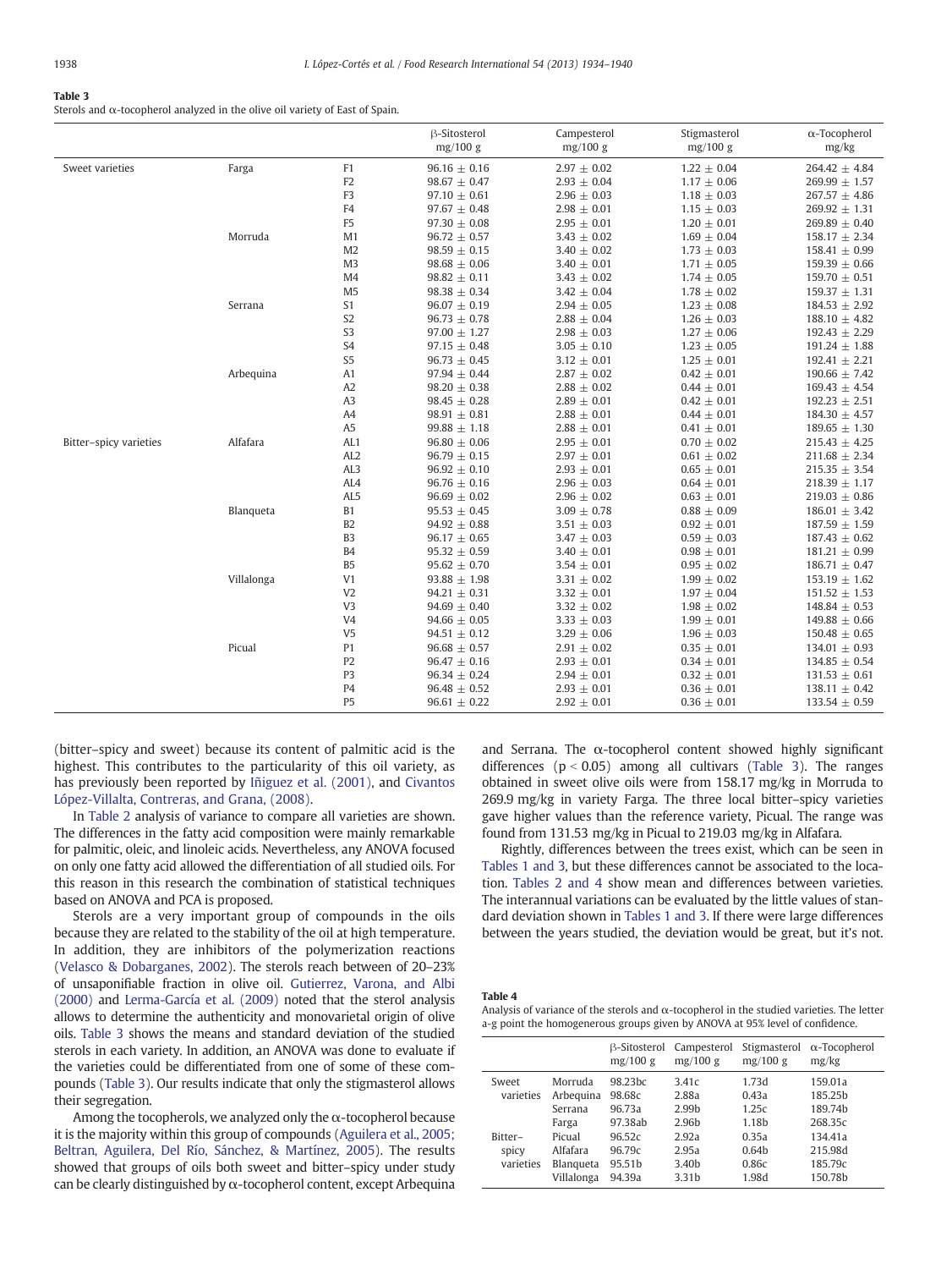**Table 3**
Sterols and α-tocopherol analyzed in the olive oil variety of East of Spain.

| | | | β-Sitosterol mg/100 g | Campesterol mg/100 g | Stigmasterol mg/100 g | α-Tocopherol mg/kg |
|---|---|---|---|---|---|---|
| Sweet varieties | Farga | F1 | 96.16 ± 0.16 | 2.97 ± 0.02 | 1.22 ± 0.04 | 264.42 ± 4.84 |
| | | F2 | 98.67 ± 0.47 | 2.93 ± 0.04 | 1.17 ± 0.06 | 269.99 ± 1.57 |
| | | F3 | 97.10 ± 0.61 | 2.96 ± 0.03 | 1.18 ± 0.03 | 267.57 ± 4.86 |
| | | F4 | 97.67 ± 0.48 | 2.98 ± 0.01 | 1.15 ± 0.03 | 269.92 ± 1.31 |
| | | F5 | 97.30 ± 0.08 | 2.95 ± 0.01 | 1.20 ± 0.01 | 269.89 ± 0.40 |
| | Morruda | M1 | 96.72 ± 0.57 | 3.43 ± 0.02 | 1.69 ± 0.04 | 158.17 ± 2.34 |
| | | M2 | 98.59 ± 0.15 | 3.40 ± 0.02 | 1.73 ± 0.03 | 158.41 ± 0.99 |
| | | M3 | 98.68 ± 0.06 | 3.40 ± 0.01 | 1.71 ± 0.05 | 159.39 ± 0.66 |
| | | M4 | 98.82 ± 0.11 | 3.43 ± 0.02 | 1.74 ± 0.05 | 159.70 ± 0.51 |
| | | M5 | 98.38 ± 0.34 | 3.42 ± 0.04 | 1.78 ± 0.02 | 159.37 ± 1.31 |
| | Serrana | S1 | 96.07 ± 0.19 | 2.94 ± 0.05 | 1.23 ± 0.08 | 184.53 ± 2.92 |
| | | S2 | 96.73 ± 0.78 | 2.88 ± 0.04 | 1.26 ± 0.03 | 188.10 ± 4.82 |
| | | S3 | 97.00 ± 1.27 | 2.98 ± 0.03 | 1.27 ± 0.06 | 192.43 ± 2.29 |
| | | S4 | 97.15 ± 0.48 | 3.05 ± 0.10 | 1.23 ± 0.05 | 191.24 ± 1.88 |
| | | S5 | 96.73 ± 0.45 | 3.12 ± 0.01 | 1.25 ± 0.01 | 192.41 ± 2.21 |
| | Arbequina | A1 | 97.94 ± 0.44 | 2.87 ± 0.02 | 0.42 ± 0.01 | 190.66 ± 7.42 |
| | | A2 | 98.20 ± 0.38 | 2.88 ± 0.02 | 0.44 ± 0.01 | 169.43 ± 4.54 |
| | | A3 | 98.45 ± 0.28 | 2.89 ± 0.01 | 0.42 ± 0.01 | 192.23 ± 2.51 |
| | | A4 | 98.91 ± 0.81 | 2.88 ± 0.01 | 0.44 ± 0.01 | 184.30 ± 4.57 |
| | | A5 | 99.88 ± 1.18 | 2.88 ± 0.01 | 0.41 ± 0.01 | 189.65 ± 1.30 |
| Bitter–spicy varieties | Alfafara | AL1 | 96.80 ± 0.06 | 2.95 ± 0.01 | 0.70 ± 0.02 | 215.43 ± 4.25 |
| | | AL2 | 96.79 ± 0.15 | 2.97 ± 0.01 | 0.61 ± 0.02 | 211.68 ± 2.34 |
| | | AL3 | 96.92 ± 0.10 | 2.93 ± 0.01 | 0.65 ± 0.01 | 215.35 ± 3.54 |
| | | AL4 | 96.76 ± 0.16 | 2.96 ± 0.03 | 0.64 ± 0.01 | 218.39 ± 1.17 |
| | | AL5 | 96.69 ± 0.02 | 2.96 ± 0.02 | 0.63 ± 0.01 | 219.03 ± 0.86 |
| | Blanqueta | B1 | 95.53 ± 0.45 | 3.09 ± 0.78 | 0.88 ± 0.09 | 186.01 ± 3.42 |
| | | B2 | 94.92 ± 0.88 | 3.51 ± 0.03 | 0.92 ± 0.01 | 187.59 ± 1.59 |
| | | B3 | 96.17 ± 0.65 | 3.47 ± 0.03 | 0.59 ± 0.03 | 187.43 ± 0.62 |
| | | B4 | 95.32 ± 0.59 | 3.40 ± 0.01 | 0.98 ± 0.01 | 181.21 ± 0.99 |
| | | B5 | 95.62 ± 0.70 | 3.54 ± 0.01 | 0.95 ± 0.02 | 186.71 ± 0.47 |
| | Villalonga | V1 | 93.88 ± 1.98 | 3.31 ± 0.02 | 1.99 ± 0.02 | 153.19 ± 1.62 |
| | | V2 | 94.21 ± 0.31 | 3.32 ± 0.01 | 1.97 ± 0.04 | 151.52 ± 1.53 |
| | | V3 | 94.69 ± 0.40 | 3.32 ± 0.02 | 1.98 ± 0.02 | 148.84 ± 0.53 |
| | | V4 | 94.66 ± 0.05 | 3.33 ± 0.03 | 1.99 ± 0.01 | 149.88 ± 0.66 |
| | | V5 | 94.51 ± 0.12 | 3.29 ± 0.06 | 1.96 ± 0.03 | 150.48 ± 0.65 |
| | Picual | P1 | 96.68 ± 0.57 | 2.91 ± 0.02 | 0.35 ± 0.01 | 134.01 ± 0.93 |
| | | P2 | 96.47 ± 0.16 | 2.93 ± 0.01 | 0.34 ± 0.01 | 134.85 ± 0.54 |
| | | P3 | 96.34 ± 0.24 | 2.94 ± 0.01 | 0.32 ± 0.01 | 131.53 ± 0.61 |
| | | P4 | 96.48 ± 0.52 | 2.93 ± 0.01 | 0.36 ± 0.01 | 138.11 ± 0.42 |
| | | P5 | 96.61 ± 0.22 | 2.92 ± 0.01 | 0.36 ± 0.01 | 133.54 ± 0.59 |

(bitter–spicy and sweet) because its content of palmitic acid is the highest. This contributes to the particularity of this oil variety, as has previously been reported by Iñiguez et al. (2001), and Civantos López-Villalta, Contreras, and Grana, (2008).

In Table 2 analysis of variance to compare all varieties are shown. The differences in the fatty acid composition were mainly remarkable for palmitic, oleic, and linoleic acids. Nevertheless, any ANOVA focused on only one fatty acid allowed the differentiation of all studied oils. For this reason in this research the combination of statistical techniques based on ANOVA and PCA is proposed.

Sterols are a very important group of compounds in the oils because they are related to the stability of the oil at high temperature. In addition, they are inhibitors of the polymerization reactions (Velasco & Dobarganes, 2002). The sterols reach between of 20–23% of unsaponifiable fraction in olive oil. Gutierrez, Varona, and Albi (2000) and Lerma-García et al. (2009) noted that the sterol analysis allows to determine the authenticity and monovarietal origin of olive oils. Table 3 shows the means and standard deviation of the studied sterols in each variety. In addition, an ANOVA was done to evaluate if the varieties could be differentiated from one of some of these compounds (Table 3). Our results indicate that only the stigmasterol allows their segregation.

Among the tocopherols, we analyzed only the α-tocopherol because it is the majority within this group of compounds (Aguilera et al., 2005; Beltran, Aguilera, Del Río, Sánchez, & Martínez, 2005). The results showed that groups of oils both sweet and bitter–spicy under study can be clearly distinguished by α-tocopherol content, except Arbequina and Serrana. The α-tocopherol content showed highly significant differences ($p < 0.05$) among all cultivars (Table 3). The ranges obtained in sweet olive oils were from 158.17 mg/kg in Morruda to 269.9 mg/kg in variety Farga. The three local bitter–spicy varieties gave higher values than the reference variety, Picual. The range was found from 131.53 mg/kg in Picual to 219.03 mg/kg in Alfafara.

Rightly, differences between the trees exist, which can be seen in Tables 1 and 3, but these differences cannot be associated to the location. Tables 2 and 4 show mean and differences between varieties. The interannual variations can be evaluated by the little values of standard deviation shown in Tables 1 and 3. If there were large differences between the years studied, the deviation would be great, but it's not.

**Table 4**
Analysis of variance of the sterols and α-tocopherol in the studied varieties. The letter a-g point the homogenerous groups given by ANOVA at 95% level of confidence.

| | | β-Sitosterol mg/100 g | Campesterol mg/100 g | Stigmasterol mg/100 g | α-Tocopherol mg/kg |
|---|---|---|---|---|---|
| Sweet varieties | Morruda | 98.23bc | 3.41c | 1.73d | 159.01a |
| | Arbequina | 98.68c | 2.88a | 0.43a | 185.25b |
| | Serrana | 96.73a | 2.99b | 1.25c | 189.74b |
| | Farga | 97.38ab | 2.96b | 1.18b | 268.35c |
| Bitter–spicy varieties | Picual | 96.52c | 2.92a | 0.35a | 134.41a |
| | Alfafara | 96.79c | 2.95a | 0.64b | 215.98d |
| | Blanqueta | 95.51b | 3.40b | 0.86c | 185.79c |
| | Villalonga | 94.39a | 3.31b | 1.98d | 150.78b |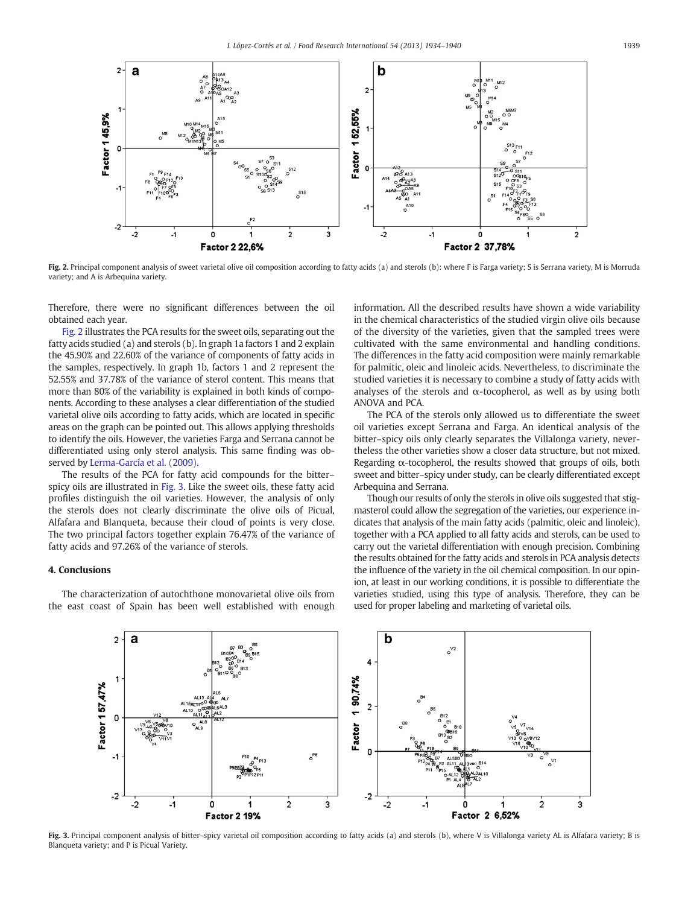a

Factor 1 45,9%

Factor 2 22,6%

b

Factor 1 52,55%

Factor 2 37,78%

Fig. 2. Principal component analysis of sweet varietal olive oil composition according to fatty acids (a) and sterols (b): where F is Farga variety; S is Serrana variety, M is Morruda variety; and A is Arbequina variety.

Therefore, there were no significant differences between the oil obtained each year.

Fig. 2 illustrates the PCA results for the sweet oils, separating out the fatty acids studied (a) and sterols (b). In graph 1a factors 1 and 2 explain the 45.90% and 22.60% of the variance of components of fatty acids in the samples, respectively. In graph 1b, factors 1 and 2 represent the 52.55% and 37.78% of the variance of sterol content. This means that more than 80% of the variability is explained in both kinds of components. According to these analyses a clear differentiation of the studied varietal olive oils according to fatty acids, which are located in specific areas on the graph can be pointed out. This allows applying thresholds to identify the oils. However, the varieties Farga and Serrana cannot be differentiated using only sterol analysis. This same finding was observed by Lerma-García et al. (2009).

The results of the PCA for fatty acid compounds for the bitter–spicy oils are illustrated in Fig. 3. Like the sweet oils, these fatty acid profiles distinguish the oil varieties. However, the analysis of only the sterols does not clearly discriminate the olive oils of Picual, Alfafara and Blanqueta, because their cloud of points is very close. The two principal factors together explain 76.47% of the variance of fatty acids and 97.26% of the variance of sterols.

## 4. Conclusions

The characterization of autochthone monovarietal olive oils from the east coast of Spain has been well established with enough information. All the described results have shown a wide variability in the chemical characteristics of the studied virgin olive oils because of the diversity of the varieties, given that the sampled trees were cultivated with the same environmental and handling conditions. The differences in the fatty acid composition were mainly remarkable for palmitic, oleic and linoleic acids. Nevertheless, to discriminate the studied varieties it is necessary to combine a study of fatty acids with analyses of the sterols and α-tocopherol, as well as by using both ANOVA and PCA.

The PCA of the sterols only allowed us to differentiate the sweet oil varieties except Serrana and Farga. An identical analysis of the bitter–spicy oils only clearly separates the Villalonga variety, nevertheless the other varieties show a closer data structure, but not mixed. Regarding α-tocopherol, the results showed that groups of oils, both sweet and bitter–spicy under study, can be clearly differentiated except Arbequina and Serrana.

Though our results of only the sterols in olive oils suggested that stigmasterol could allow the segregation of the varieties, our experience indicates that analysis of the main fatty acids (palmitic, oleic and linoleic), together with a PCA applied to all fatty acids and sterols, can be used to carry out the varietal differentiation with enough precision. Combining the results obtained for the fatty acids and sterols in PCA analysis detects the influence of the variety in the oil chemical composition. In our opinion, at least in our working conditions, it is possible to differentiate the varieties studied, using this type of analysis. Therefore, they can be used for proper labeling and marketing of varietal oils.

a

Factor 1 57,47%

Factor 2 19%

b

Factor 1 90,74%

Factor 2 6,52%

Fig. 3. Principal component analysis of bitter–spicy varietal oil composition according to fatty acids (a) and sterols (b), where V is Villalonga variety AL is Alfafara variety; B is Blanqueta variety; and P is Picual Variety.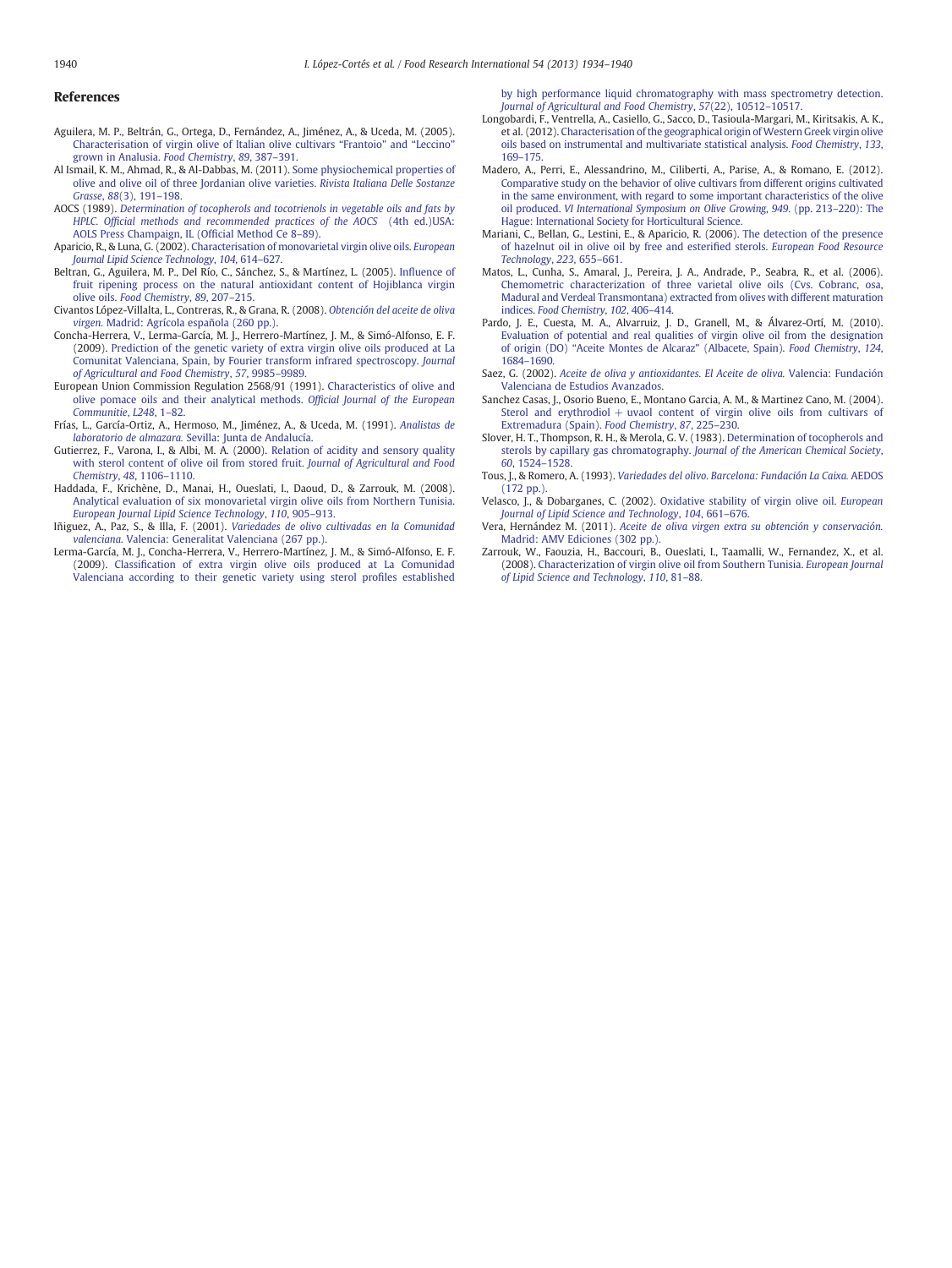## References

Aguilera, M. P., Beltrán, G., Ortega, D., Fernández, A., Jiménez, A., & Uceda, M. (2005). Characterisation of virgin olive of Italian olive cultivars "Frantoio" and "Leccino" grown in Analusia. *Food Chemistry*, *89*, 387–391.

Al Ismail, K. M., Ahmad, R., & Al-Dabbas, M. (2011). Some physiochemical properties of olive and olive oil of three Jordanian olive varieties. *Rivista Italiana Delle Sostanze Grasse*, *88*(3), 191–198.

AOCS (1989). *Determination of tocopherols and tocotrienols in vegetable oils and fats by HPLC. Official methods and recommended practices of the AOCS* (4th ed.)USA: AOLS Press Champaign, IL (Official Method Ce 8–89).

Aparicio, R., & Luna, G. (2002). Characterisation of monovarietal virgin olive oils. *European Journal Lipid Science Technology*, *104*, 614–627.

Beltran, G., Aguilera, M. P., Del Río, C., Sánchez, S., & Martínez, L. (2005). Influence of fruit ripening process on the natural antioxidant content of Hojiblanca virgin olive oils. *Food Chemistry*, *89*, 207–215.

Civantos López-Villalta, L., Contreras, R., & Grana, R. (2008). *Obtención del aceite de oliva virgen.* Madrid: Agrícola española (260 pp.).

Concha-Herrera, V., Lerma-García, M. J., Herrero-Martínez, J. M., & Simó-Alfonso, E. F. (2009). Prediction of the genetic variety of extra virgin olive oils produced at La Comunitat Valenciana, Spain, by Fourier transform infrared spectroscopy. *Journal of Agricultural and Food Chemistry*, *57*, 9985–9989.

European Union Commission Regulation 2568/91 (1991). Characteristics of olive and olive pomace oils and their analytical methods. *Official Journal of the European Communitie*, *L248*, 1–82.

Frías, L., García-Ortiz, A., Hermoso, M., Jiménez, A., & Uceda, M. (1991). *Analistas de laboratorio de almazara.* Sevilla: Junta de Andalucía.

Gutierrez, F., Varona, I., & Albi, M. A. (2000). Relation of acidity and sensory quality with sterol content of olive oil from stored fruit. *Journal of Agricultural and Food Chemistry*, *48*, 1106–1110.

Haddada, F., Krichène, D., Manai, H., Oueslati, I., Daoud, D., & Zarrouk, M. (2008). Analytical evaluation of six monovarietal virgin olive oils from Northern Tunisia. *European Journal Lipid Science Technology*, *110*, 905–913.

Iñiguez, A., Paz, S., & Illa, F. (2001). *Variedades de olivo cultivadas en la Comunidad valenciana.* Valencia: Generalitat Valenciana (267 pp.).

Lerma-García, M. J., Concha-Herrera, V., Herrero-Martínez, J. M., & Simó-Alfonso, E. F. (2009). Classification of extra virgin olive oils produced at La Comunidad Valenciana according to their genetic variety using sterol profiles established by high performance liquid chromatography with mass spectrometry detection. *Journal of Agricultural and Food Chemistry*, *57*(22), 10512–10517.

Longobardi, F., Ventrella, A., Casiello, G., Sacco, D., Tasioula-Margari, M., Kiritsakis, A. K., et al. (2012). Characterisation of the geographical origin of Western Greek virgin olive oils based on instrumental and multivariate statistical analysis. *Food Chemistry*, *133*, 169–175.

Madero, A., Perri, E., Alessandrino, M., Ciliberti, A., Parise, A., & Romano, E. (2012). Comparative study on the behavior of olive cultivars from different origins cultivated in the same environment, with regard to some important characteristics of the olive oil produced. *VI International Symposium on Olive Growing*, *949*. (pp. 213–220): The Hague: International Society for Horticultural Science.

Mariani, C., Bellan, G., Lestini, E., & Aparicio, R. (2006). The detection of the presence of hazelnut oil in olive oil by free and esterified sterols. *European Food Resource Technology*, *223*, 655–661.

Matos, L., Cunha, S., Amaral, J., Pereira, J. A., Andrade, P., Seabra, R., et al. (2006). Chemometric characterization of three varietal olive oils (Cvs. Cobranc, osa, Madural and Verdeal Transmontana) extracted from olives with different maturation indices. *Food Chemistry*, *102*, 406–414.

Pardo, J. E., Cuesta, M. A., Alvarruiz, J. D., Granell, M., & Álvarez-Ortí, M. (2010). Evaluation of potential and real qualities of virgin olive oil from the designation of origin (DO) "Aceite Montes de Alcaraz" (Albacete, Spain). *Food Chemistry*, *124*, 1684–1690.

Saez, G. (2002). *Aceite de oliva y antioxidantes. El Aceite de oliva.* Valencia: Fundación Valenciana de Estudios Avanzados.

Sanchez Casas, J., Osorio Bueno, E., Montano Garcia, A. M., & Martinez Cano, M. (2004). Sterol and erythrodiol + uvaol content of virgin olive oils from cultivars of Extremadura (Spain). *Food Chemistry*, *87*, 225–230.

Slover, H. T., Thompson, R. H., & Merola, G. V. (1983). Determination of tocopherols and sterols by capillary gas chromatography. *Journal of the American Chemical Society*, *60*, 1524–1528.

Tous, J., & Romero, A. (1993). *Variedades del olivo. Barcelona: Fundación La Caixa.* AEDOS (172 pp.).

Velasco, J., & Dobarganes, C. (2002). Oxidative stability of virgin olive oil. *European Journal of Lipid Science and Technology*, *104*, 661–676.

Vera, Hernández M. (2011). *Aceite de oliva virgen extra su obtención y conservación.* Madrid: AMV Ediciones (302 pp.).

Zarrouk, W., Faouzia, H., Baccouri, B., Oueslati, I., Taamalli, W., Fernandez, X., et al. (2008). Characterization of virgin olive oil from Southern Tunisia. *European Journal of Lipid Science and Technology*, *110*, 81–88.